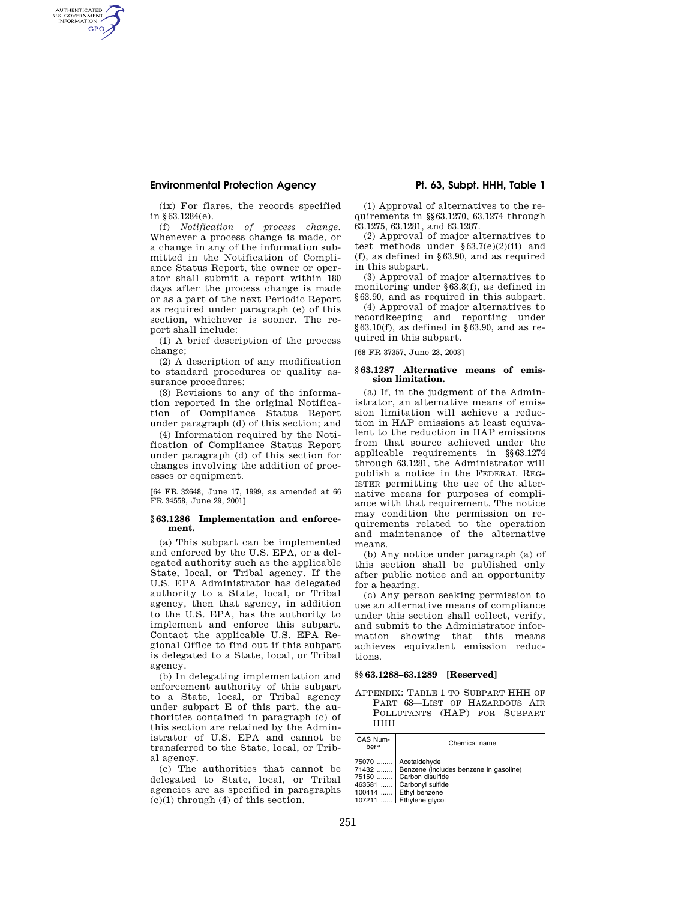(ix) For flares, the records specified in §63.1284(e).

(f) *Notification of process change.* Whenever a process change is made, or a change in any of the information submitted in the Notification of Compliance Status Report, the owner or operator shall submit a report within 180 days after the process change is made or as a part of the next Periodic Report as required under paragraph (e) of this section, whichever is sooner. The report shall include:

(1) A brief description of the process change;

(2) A description of any modification to standard procedures or quality assurance procedures;

(3) Revisions to any of the information reported in the original Notification of Compliance Status Report under paragraph (d) of this section; and

(4) Information required by the Notification of Compliance Status Report under paragraph (d) of this section for changes involving the addition of processes or equipment.

[64 FR 32648, June 17, 1999, as amended at 66 FR 34558, June 29, 2001]

### §63.1286 Implementation and enforcement.

(a) This subpart can be implemented and enforced by the U.S. EPA, or a delegated authority such as the applicable State, local, or Tribal agency. If the U.S. EPA Administrator has delegated authority to a State, local, or Tribal agency, then that agency, in addition to the U.S. EPA, has the authority to implement and enforce this subpart. Contact the applicable U.S. EPA Regional Office to find out if this subpart is delegated to a State, local, or Tribal agency.

(b) In delegating implementation and enforcement authority of this subpart to a State, local, or Tribal agency under subpart E of this part, the authorities contained in paragraph (c) of this section are retained by the Administrator of U.S. EPA and cannot be transferred to the State, local, or Tribal agency.

(c) The authorities that cannot be delegated to State, local, or Tribal agencies are as specified in paragraphs (c)(1) through (4) of this section.

(1) Approval of alternatives to the requirements in §§63.1270, 63.1274 through 63.1275, 63.1281, and 63.1287.

(2) Approval of major alternatives to test methods under §63.7(e)(2)(ii) and (f), as defined in §63.90, and as required in this subpart.

(3) Approval of major alternatives to monitoring under §63.8(f), as defined in §63.90, and as required in this subpart.

(4) Approval of major alternatives to recordkeeping and reporting under §63.10(f), as defined in §63.90, and as required in this subpart.

[68 FR 37357, June 23, 2003]

### §63.1287 Alternative means of emission limitation.

(a) If, in the judgment of the Administrator, an alternative means of emission limitation will achieve a reduction in HAP emissions at least equivalent to the reduction in HAP emissions from that source achieved under the applicable requirements in §§63.1274 through 63.1281, the Administrator will publish a notice in the FEDERAL REGISTER permitting the use of the alternative means for purposes of compliance with that requirement. The notice may condition the permission on requirements related to the operation and maintenance of the alternative means.

(b) Any notice under paragraph (a) of this section shall be published only after public notice and an opportunity for a hearing.

(c) Any person seeking permission to use an alternative means of compliance under this section shall collect, verify, and submit to the Administrator information showing that this means achieves equivalent emission reductions.

### §§63.1288–63.1289 [Reserved]

APPENDIX: TABLE 1 TO SUBPART HHH OF PART 63—LIST OF HAZARDOUS AIR POLLUTANTS (HAP) FOR SUBPART HHH

| CAS Number[a] | Chemical name |
|---|---|
| 75070 | Acetaldehyde |
| 71432 | Benzene (includes benzene in gasoline) |
| 75150 | Carbon disulfide |
| 463581 | Carbonyl sulfide |
| 100414 | Ethyl benzene |
| 107211 | Ethylene glycol |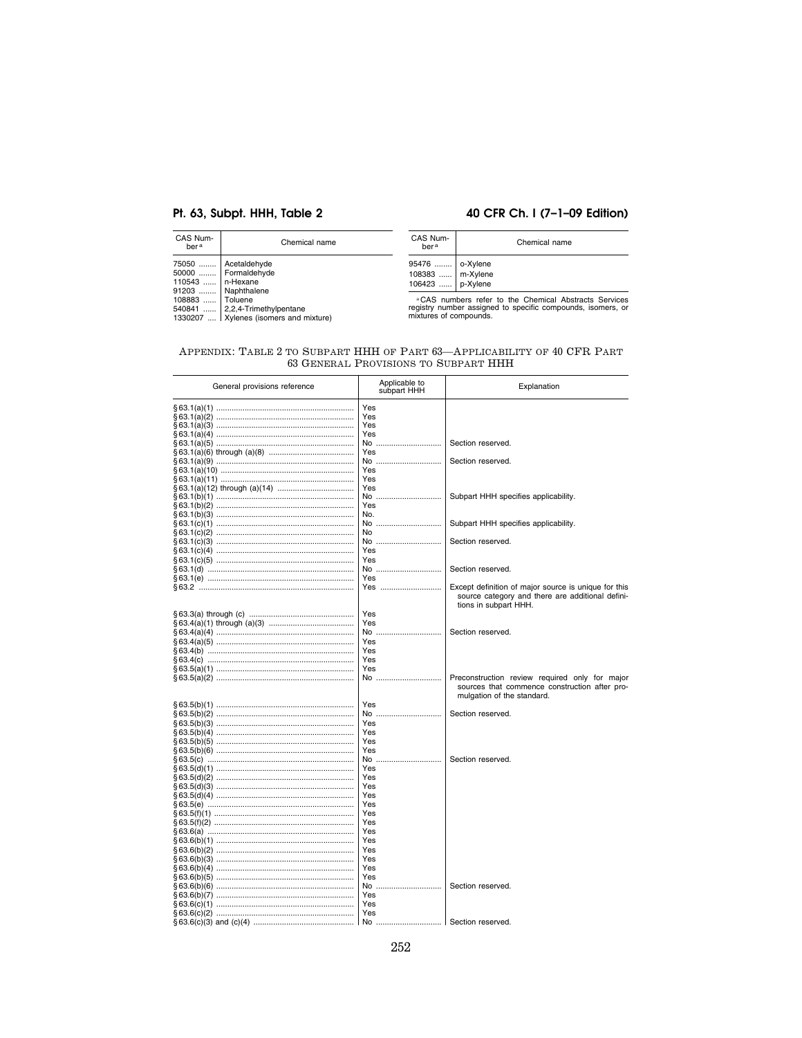| CAS Number[a] | Chemical name |
|---|---|
| 75050 | Acetaldehyde |
| 50000 | Formaldehyde |
| 110543 | n-Hexane |
| 91203 | Naphthalene |
| 108883 | Toluene |
| 540841 | 2,2,4-Trimethylpentane |
| 1330207 | Xylenes (isomers and mixture) |
| 95476 | o-Xylene |
| 108383 | m-Xylene |
| 106423 | p-Xylene |

[a] CAS numbers refer to the Chemical Abstracts Services registry number assigned to specific compounds, isomers, or mixtures of compounds.

## APPENDIX: TABLE 2 TO SUBPART HHH OF PART 63—APPLICABILITY OF 40 CFR PART 63 GENERAL PROVISIONS TO SUBPART HHH

| General provisions reference | Applicable to subpart HHH | Explanation |
|---|---|---|
| § 63.1(a)(1) | Yes | |
| § 63.1(a)(2) | Yes | |
| § 63.1(a)(3) | Yes | |
| § 63.1(a)(4) | Yes | |
| § 63.1(a)(5) | No | Section reserved. |
| § 63.1(a)(6) through (a)(8) | Yes | |
| § 63.1(a)(9) | No | Section reserved. |
| § 63.1(a)(10) | Yes | |
| § 63.1(a)(11) | Yes | |
| § 63.1(a)(12) through (a)(14) | Yes | |
| § 63.1(b)(1) | No | Subpart HHH specifies applicability. |
| § 63.1(b)(2) | Yes | |
| § 63.1(b)(3) | No. | |
| § 63.1(c)(1) | No | Subpart HHH specifies applicability. |
| § 63.1(c)(2) | No | |
| § 63.1(c)(3) | No | Section reserved. |
| § 63.1(c)(4) | Yes | |
| § 63.1(c)(5) | Yes | |
| § 63.1(d) | No | Section reserved. |
| § 63.1(e) | Yes | |
| § 63.2 | Yes | Except definition of major source is unique for this source category and there are additional definitions in subpart HHH. |
| § 63.3(a) through (c) | Yes | |
| § 63.4(a)(1) through (a)(3) | Yes | |
| § 63.4(a)(4) | No | Section reserved. |
| § 63.4(a)(5) | Yes | |
| § 63.4(b) | Yes | |
| § 63.4(c) | Yes | |
| § 63.5(a)(1) | Yes | |
| § 63.5(a)(2) | No | Preconstruction review required only for major sources that commence construction after promulgation of the standard. |
| § 63.5(b)(1) | Yes | |
| § 63.5(b)(2) | No | Section reserved. |
| § 63.5(b)(3) | Yes | |
| § 63.5(b)(4) | Yes | |
| § 63.5(b)(5) | Yes | |
| § 63.5(b)(6) | Yes | |
| § 63.5(c) | No | Section reserved. |
| § 63.5(d)(1) | Yes | |
| § 63.5(d)(2) | Yes | |
| § 63.5(d)(3) | Yes | |
| § 63.5(d)(4) | Yes | |
| § 63.5(e) | Yes | |
| § 63.5(f)(1) | Yes | |
| § 63.5(f)(2) | Yes | |
| § 63.6(a) | Yes | |
| § 63.6(b)(1) | Yes | |
| § 63.6(b)(2) | Yes | |
| § 63.6(b)(3) | Yes | |
| § 63.6(b)(4) | Yes | |
| § 63.6(b)(5) | Yes | |
| § 63.6(b)(6) | No | Section reserved. |
| § 63.6(b)(7) | Yes | |
| § 63.6(c)(1) | Yes | |
| § 63.6(c)(2) | Yes | |
| § 63.6(c)(3) and (c)(4) | No | Section reserved. |